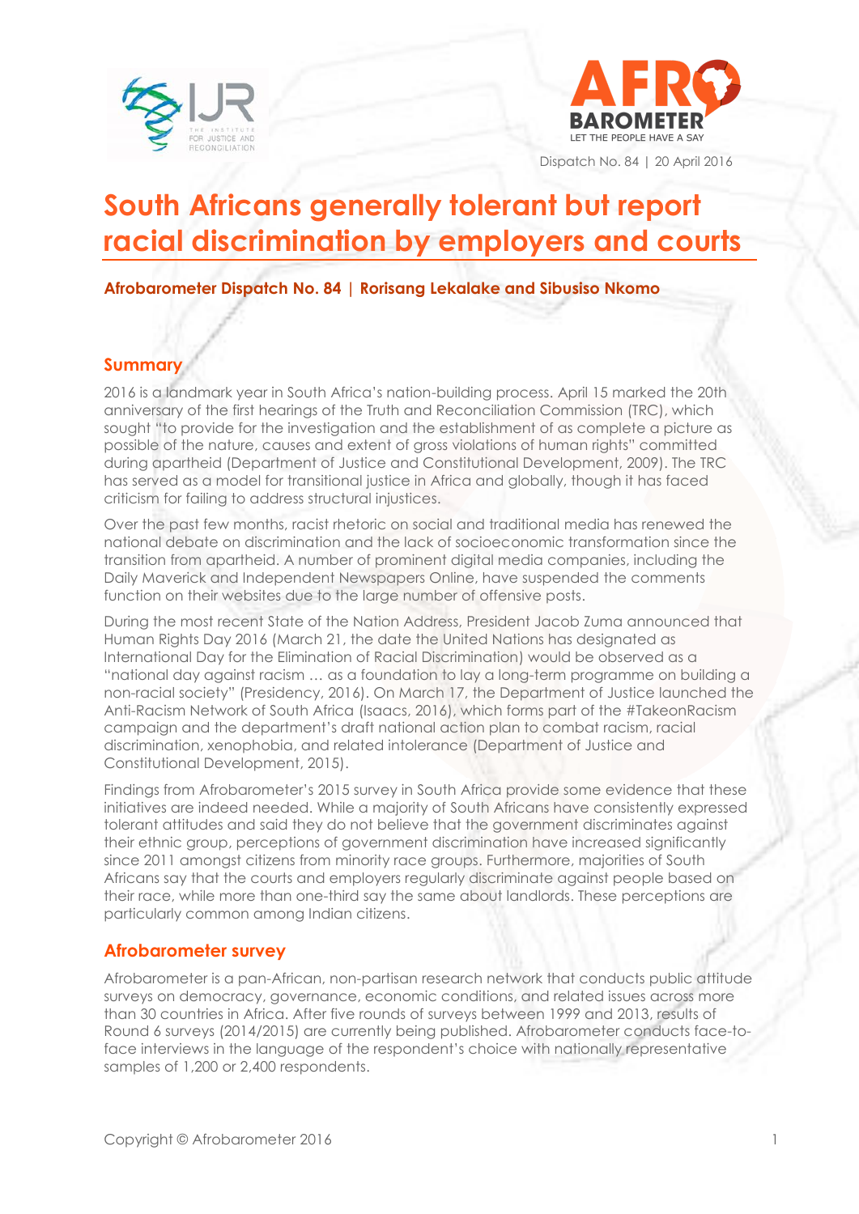Dispatch No. 84 | 20 April 2016

# South Africans generally tolerant but report racial discrimination by employers and courts

**Afrobarometer Dispatch No. 84 | Rorisang Lekalake and Sibusiso Nkomo**

## Summary

2016 is a landmark year in South Africa's nation-building process. April 15 marked the 20th anniversary of the first hearings of the Truth and Reconciliation Commission (TRC), which sought "to provide for the investigation and the establishment of as complete a picture as possible of the nature, causes and extent of gross violations of human rights" committed during apartheid (Department of Justice and Constitutional Development, 2009). The TRC has served as a model for transitional justice in Africa and globally, though it has faced criticism for failing to address structural injustices.

Over the past few months, racist rhetoric on social and traditional media has renewed the national debate on discrimination and the lack of socioeconomic transformation since the transition from apartheid. A number of prominent digital media companies, including the Daily Maverick and Independent Newspapers Online, have suspended the comments function on their websites due to the large number of offensive posts.

During the most recent State of the Nation Address, President Jacob Zuma announced that Human Rights Day 2016 (March 21, the date the United Nations has designated as International Day for the Elimination of Racial Discrimination) would be observed as a "national day against racism … as a foundation to lay a long-term programme on building a non-racial society" (Presidency, 2016). On March 17, the Department of Justice launched the Anti-Racism Network of South Africa (Isaacs, 2016), which forms part of the #TakeonRacism campaign and the department's draft national action plan to combat racism, racial discrimination, xenophobia, and related intolerance (Department of Justice and Constitutional Development, 2015).

Findings from Afrobarometer's 2015 survey in South Africa provide some evidence that these initiatives are indeed needed. While a majority of South Africans have consistently expressed tolerant attitudes and said they do not believe that the government discriminates against their ethnic group, perceptions of government discrimination have increased significantly since 2011 amongst citizens from minority race groups. Furthermore, majorities of South Africans say that the courts and employers regularly discriminate against people based on their race, while more than one-third say the same about landlords. These perceptions are particularly common among Indian citizens.

## Afrobarometer survey

Afrobarometer is a pan-African, non-partisan research network that conducts public attitude surveys on democracy, governance, economic conditions, and related issues across more than 30 countries in Africa. After five rounds of surveys between 1999 and 2013, results of Round 6 surveys (2014/2015) are currently being published. Afrobarometer conducts face-to-face interviews in the language of the respondent's choice with nationally representative samples of 1,200 or 2,400 respondents.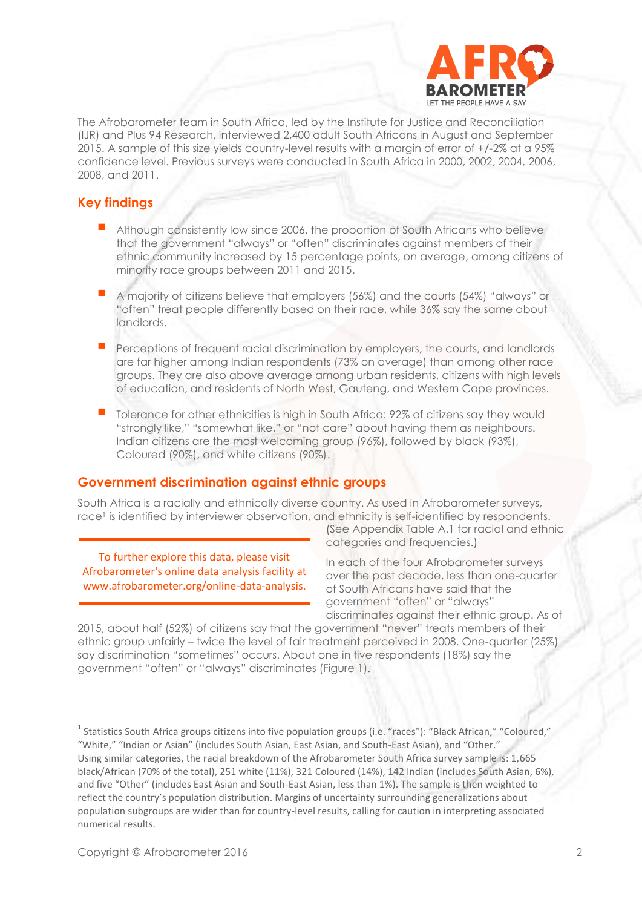The Afrobarometer team in South Africa, led by the Institute for Justice and Reconciliation (IJR) and Plus 94 Research, interviewed 2,400 adult South Africans in August and September 2015. A sample of this size yields country-level results with a margin of error of +/-2% at a 95% confidence level. Previous surveys were conducted in South Africa in 2000, 2002, 2004, 2006, 2008, and 2011.

## Key findings

- Although consistently low since 2006, the proportion of South Africans who believe that the government "always" or "often" discriminates against members of their ethnic community increased by 15 percentage points, on average, among citizens of minority race groups between 2011 and 2015.
- A majority of citizens believe that employers (56%) and the courts (54%) "always" or "often" treat people differently based on their race, while 36% say the same about landlords.
- Perceptions of frequent racial discrimination by employers, the courts, and landlords are far higher among Indian respondents (73% on average) than among other race groups. They are also above average among urban residents, citizens with high levels of education, and residents of North West, Gauteng, and Western Cape provinces.
- Tolerance for other ethnicities is high in South Africa: 92% of citizens say they would "strongly like," "somewhat like," or "not care" about having them as neighbours. Indian citizens are the most welcoming group (96%), followed by black (93%), Coloured (90%), and white citizens (90%).

## Government discrimination against ethnic groups

South Africa is a racially and ethnically diverse country. As used in Afrobarometer surveys, race[1] is identified by interviewer observation, and ethnicity is self-identified by respondents. (See Appendix Table A.1 for racial and ethnic categories and frequencies.)

> To further explore this data, please visit Afrobarometer's online data analysis facility at www.afrobarometer.org/online-data-analysis.

In each of the four Afrobarometer surveys over the past decade, less than one-quarter of South Africans have said that the government "often" or "always" discriminates against their ethnic group. As of 2015, about half (52%) of citizens say that the government "never" treats members of their ethnic group unfairly – twice the level of fair treatment perceived in 2008. One-quarter (25%) say discrimination "sometimes" occurs. About one in five respondents (18%) say the government "often" or "always" discriminates (Figure 1).

[1] Statistics South Africa groups citizens into five population groups (i.e. "races"): "Black African," "Coloured," "White," "Indian or Asian" (includes South Asian, East Asian, and South-East Asian), and "Other." Using similar categories, the racial breakdown of the Afrobarometer South Africa survey sample is: 1,665 black/African (70% of the total), 251 white (11%), 321 Coloured (14%), 142 Indian (includes South Asian, 6%), and five "Other" (includes East Asian and South-East Asian, less than 1%). The sample is then weighted to reflect the country's population distribution. Margins of uncertainty surrounding generalizations about population subgroups are wider than for country-level results, calling for caution in interpreting associated numerical results.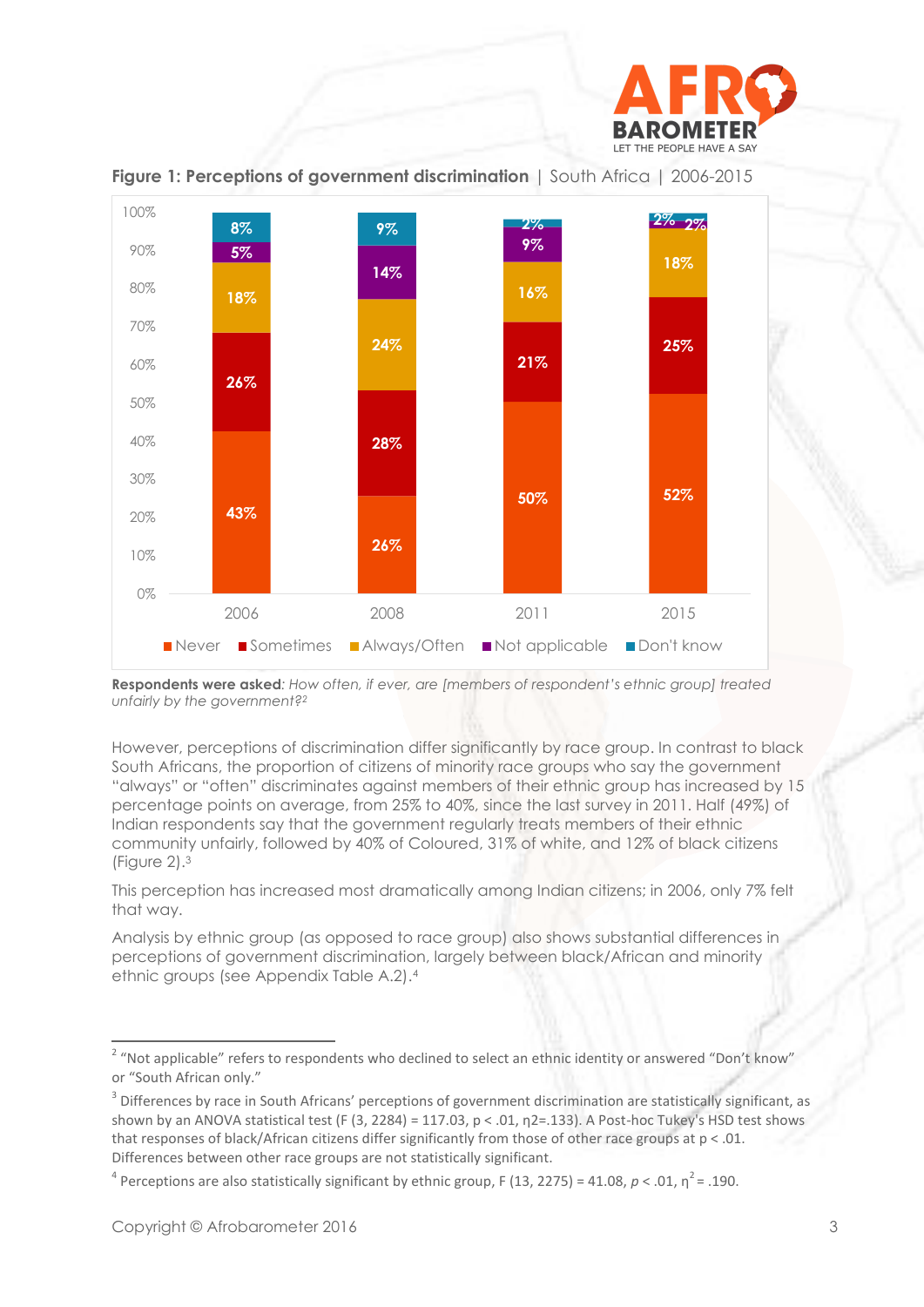**Figure 1: Perceptions of government discrimination** | South Africa | 2006-2015

| | 2006 | 2008 | 2011 | 2015 |
|---|---|---|---|---|
| Never | 43% | 26% | 50% | 52% |
| Sometimes | 26% | 28% | 21% | 25% |
| Always/Often | 18% | 24% | 16% | 18% |
| Not applicable | 5% | 14% | 9% | 2% |
| Don't know | 8% | 9% | 2% | 2% |

**Respondents were asked**: *How often, if ever, are [members of respondent's ethnic group] treated unfairly by the government?*[2]

However, perceptions of discrimination differ significantly by race group. In contrast to black South Africans, the proportion of citizens of minority race groups who say the government "always" or "often" discriminates against members of their ethnic group has increased by 15 percentage points on average, from 25% to 40%, since the last survey in 2011. Half (49%) of Indian respondents say that the government regularly treats members of their ethnic community unfairly, followed by 40% of Coloured, 31% of white, and 12% of black citizens (Figure 2).[3]

This perception has increased most dramatically among Indian citizens; in 2006, only 7% felt that way.

Analysis by ethnic group (as opposed to race group) also shows substantial differences in perceptions of government discrimination, largely between black/African and minority ethnic groups (see Appendix Table A.2).[4]

---

[2] "Not applicable" refers to respondents who declined to select an ethnic identity or answered "Don't know" or "South African only."

[3] Differences by race in South Africans' perceptions of government discrimination are statistically significant, as shown by an ANOVA statistical test ($F (3, 2284) = 117.03$, $p < .01$, $\eta 2=.133$). A Post-hoc Tukey's HSD test shows that responses of black/African citizens differ significantly from those of other race groups at $p < .01$. Differences between other race groups are not statistically significant.

[4] Perceptions are also statistically significant by ethnic group, $F (13, 2275) = 41.08$, $p < .01$, $\eta^2 = .190$.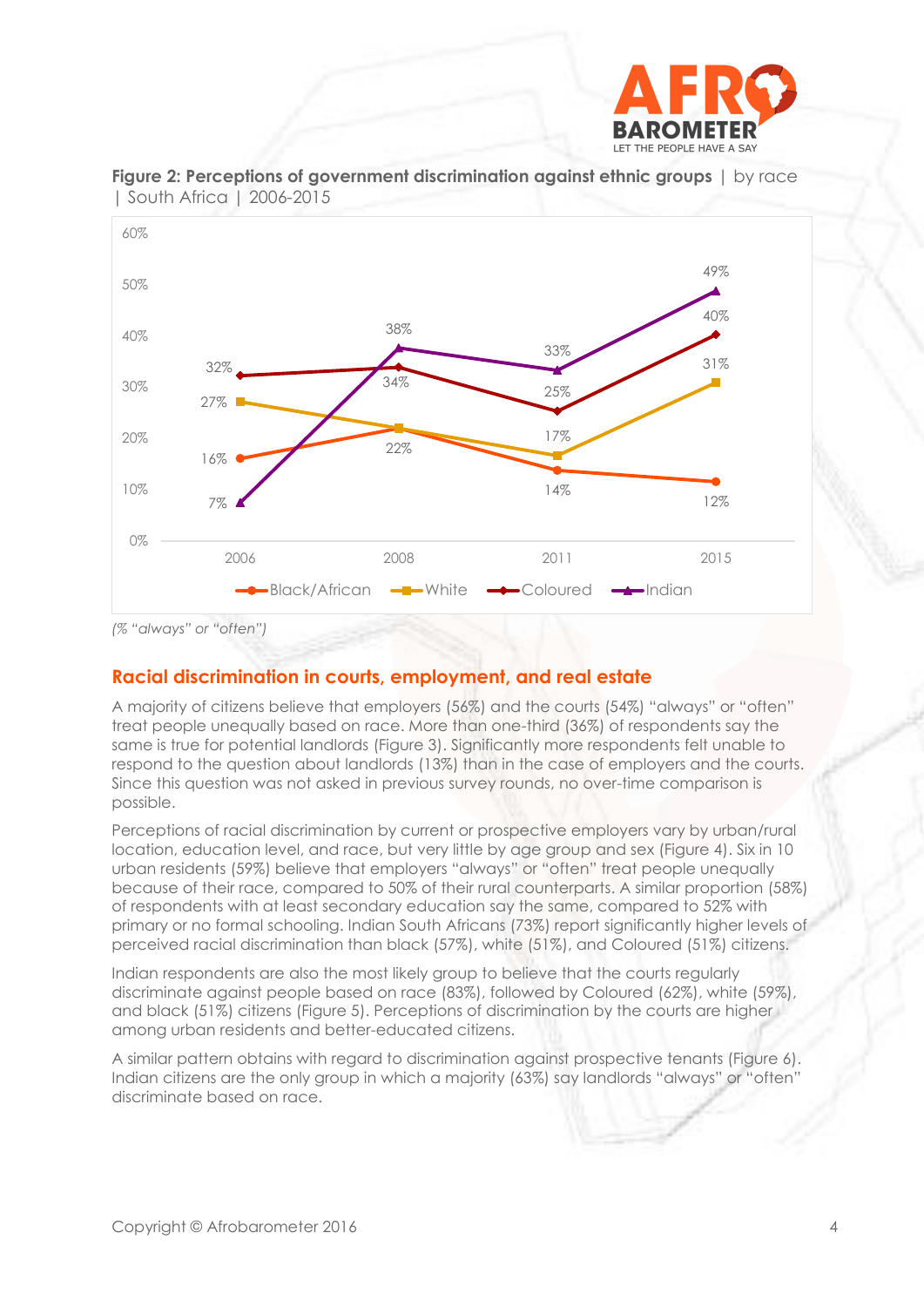**Figure 2: Perceptions of government discrimination against ethnic groups** | by race | South Africa | 2006-2015

| | 2006 | 2008 | 2011 | 2015 |
|---|---|---|---|---|
| Black/African | 16% | 22% | 14% | 12% |
| White | 27% | 22% | 17% | 31% |
| Coloured | 32% | 34% | 25% | 40% |
| Indian | 7% | 38% | 33% | 49% |

*(% "always" or "often")*

## Racial discrimination in courts, employment, and real estate

A majority of citizens believe that employers (56%) and the courts (54%) "always" or "often" treat people unequally based on race. More than one-third (36%) of respondents say the same is true for potential landlords (Figure 3). Significantly more respondents felt unable to respond to the question about landlords (13%) than in the case of employers and the courts. Since this question was not asked in previous survey rounds, no over-time comparison is possible.

Perceptions of racial discrimination by current or prospective employers vary by urban/rural location, education level, and race, but very little by age group and sex (Figure 4). Six in 10 urban residents (59%) believe that employers "always" or "often" treat people unequally because of their race, compared to 50% of their rural counterparts. A similar proportion (58%) of respondents with at least secondary education say the same, compared to 52% with primary or no formal schooling. Indian South Africans (73%) report significantly higher levels of perceived racial discrimination than black (57%), white (51%), and Coloured (51%) citizens.

Indian respondents are also the most likely group to believe that the courts regularly discriminate against people based on race (83%), followed by Coloured (62%), white (59%), and black (51%) citizens (Figure 5). Perceptions of discrimination by the courts are higher among urban residents and better-educated citizens.

A similar pattern obtains with regard to discrimination against prospective tenants (Figure 6). Indian citizens are the only group in which a majority (63%) say landlords "always" or "often" discriminate based on race.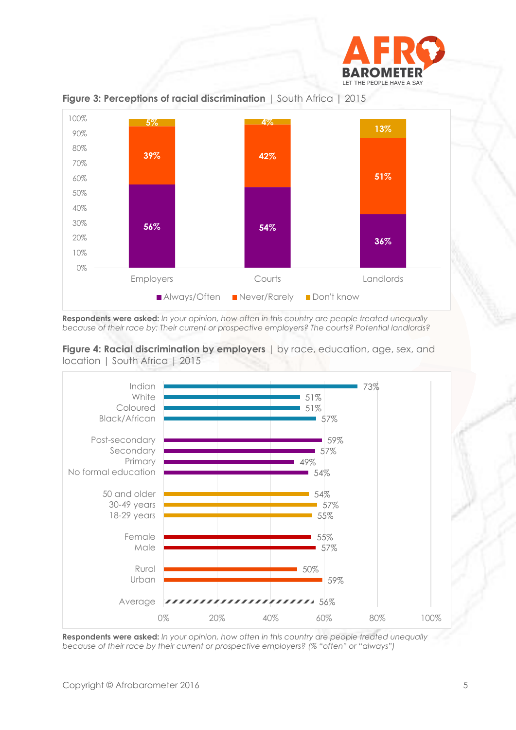**Figure 3: Perceptions of racial discrimination** | South Africa | 2015

| | Always/Often | Never/Rarely | Don't know |
|---|---|---|---|
| Employers | 56% | 39% | 5% |
| Courts | 54% | 42% | 4% |
| Landlords | 36% | 51% | 13% |

**Respondents were asked:** *In your opinion, how often in this country are people treated unequally because of their race by: Their current or prospective employers? The courts? Potential landlords?*

**Figure 4: Racial discrimination by employers** | by race, education, age, sex, and location | South Africa | 2015

| Group | % |
|---|---|
| Indian | 73% |
| White | 51% |
| Coloured | 51% |
| Black/African | 57% |
| Post-secondary | 59% |
| Secondary | 57% |
| Primary | 49% |
| No formal education | 54% |
| 50 and older | 54% |
| 30-49 years | 57% |
| 18-29 years | 55% |
| Female | 55% |
| Male | 57% |
| Rural | 50% |
| Urban | 59% |
| Average | 56% |

**Respondents were asked:** *In your opinion, how often in this country are people treated unequally because of their race by their current or prospective employers? (% "often" or "always")*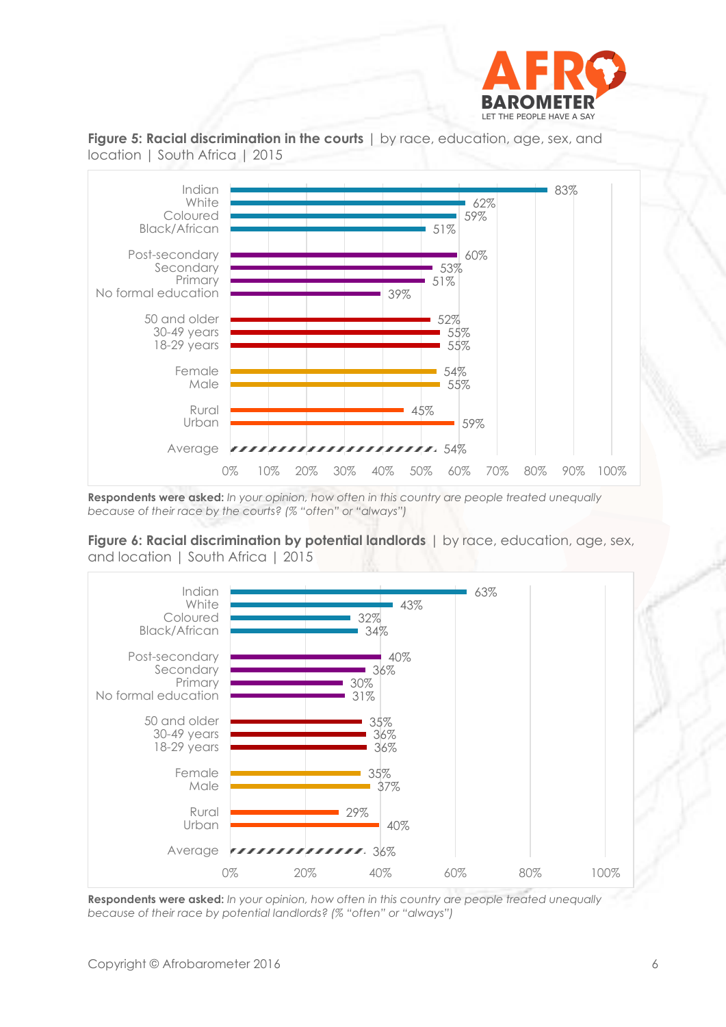**Figure 5: Racial discrimination in the courts** | by race, education, age, sex, and location | South Africa | 2015

| Group | % |
|---|---|
| Indian | 83% |
| White | 62% |
| Coloured | 59% |
| Black/African | 51% |
| Post-secondary | 60% |
| Secondary | 53% |
| Primary | 51% |
| No formal education | 39% |
| 50 and older | 52% |
| 30-49 years | 55% |
| 18-29 years | 55% |
| Female | 54% |
| Male | 55% |
| Rural | 45% |
| Urban | 59% |
| Average | 54% |

**Respondents were asked:** *In your opinion, how often in this country are people treated unequally because of their race by the courts? (% "often" or "always")*

**Figure 6: Racial discrimination by potential landlords** | by race, education, age, sex, and location | South Africa | 2015

| Group | % |
|---|---|
| Indian | 63% |
| White | 43% |
| Coloured | 32% |
| Black/African | 34% |
| Post-secondary | 40% |
| Secondary | 36% |
| Primary | 30% |
| No formal education | 31% |
| 50 and older | 35% |
| 30-49 years | 36% |
| 18-29 years | 36% |
| Female | 35% |
| Male | 37% |
| Rural | 29% |
| Urban | 40% |
| Average | 36% |

**Respondents were asked:** *In your opinion, how often in this country are people treated unequally because of their race by potential landlords? (% "often" or "always")*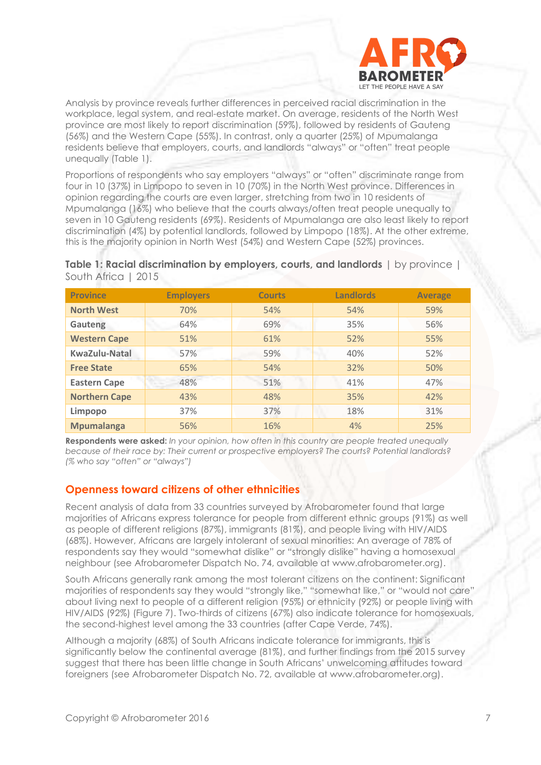Analysis by province reveals further differences in perceived racial discrimination in the workplace, legal system, and real-estate market. On average, residents of the North West province are most likely to report discrimination (59%), followed by residents of Gauteng (56%) and the Western Cape (55%). In contrast, only a quarter (25%) of Mpumalanga residents believe that employers, courts, and landlords "always" or "often" treat people unequally (Table 1).

Proportions of respondents who say employers "always" or "often" discriminate range from four in 10 (37%) in Limpopo to seven in 10 (70%) in the North West province. Differences in opinion regarding the courts are even larger, stretching from two in 10 residents of Mpumalanga (16%) who believe that the courts always/often treat people unequally to seven in 10 Gauteng residents (69%). Residents of Mpumalanga are also least likely to report discrimination (4%) by potential landlords, followed by Limpopo (18%). At the other extreme, this is the majority opinion in North West (54%) and Western Cape (52%) provinces.

**Table 1: Racial discrimination by employers, courts, and landlords** | by province | South Africa | 2015

| Province | Employers | Courts | Landlords | Average |
|---|---|---|---|---|
| **North West** | 70% | 54% | 54% | 59% |
| **Gauteng** | 64% | 69% | 35% | 56% |
| **Western Cape** | 51% | 61% | 52% | 55% |
| **KwaZulu-Natal** | 57% | 59% | 40% | 52% |
| **Free State** | 65% | 54% | 32% | 50% |
| **Eastern Cape** | 48% | 51% | 41% | 47% |
| **Northern Cape** | 43% | 48% | 35% | 42% |
| **Limpopo** | 37% | 37% | 18% | 31% |
| **Mpumalanga** | 56% | 16% | 4% | 25% |

**Respondents were asked:** *In your opinion, how often in this country are people treated unequally because of their race by: Their current or prospective employers? The courts? Potential landlords? (% who say "often" or "always")*

## Openness toward citizens of other ethnicities

Recent analysis of data from 33 countries surveyed by Afrobarometer found that large majorities of Africans express tolerance for people from different ethnic groups (91%) as well as people of different religions (87%), immigrants (81%), and people living with HIV/AIDS (68%). However, Africans are largely intolerant of sexual minorities: An average of 78% of respondents say they would "somewhat dislike" or "strongly dislike" having a homosexual neighbour (see Afrobarometer Dispatch No. 74, available at www.afrobarometer.org).

South Africans generally rank among the most tolerant citizens on the continent: Significant majorities of respondents say they would "strongly like," "somewhat like," or "would not care" about living next to people of a different religion (95%) or ethnicity (92%) or people living with HIV/AIDS (92%) (Figure 7). Two-thirds of citizens (67%) also indicate tolerance for homosexuals, the second-highest level among the 33 countries (after Cape Verde, 74%).

Although a majority (68%) of South Africans indicate tolerance for immigrants, this is significantly below the continental average (81%), and further findings from the 2015 survey suggest that there has been little change in South Africans' unwelcoming attitudes toward foreigners (see Afrobarometer Dispatch No. 72, available at www.afrobarometer.org).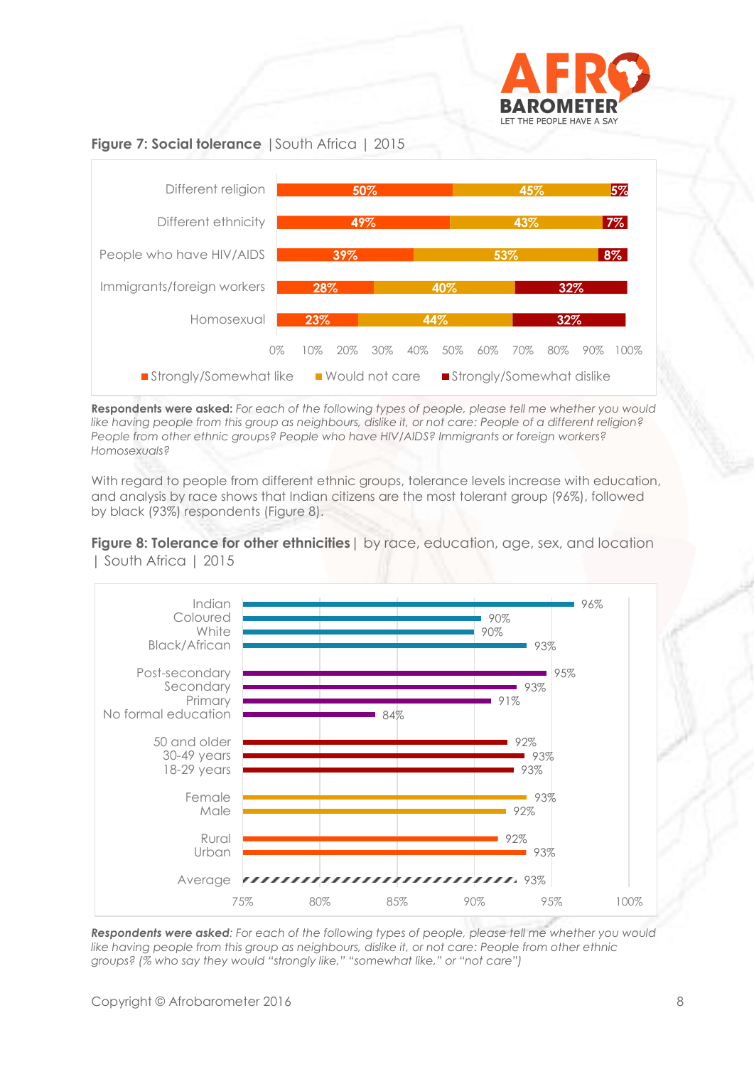**Figure 7: Social tolerance** | South Africa | 2015

| | Strongly/Somewhat like | Would not care | Strongly/Somewhat dislike |
|---|---|---|---|
| Different religion | 50% | 45% | 5% |
| Different ethnicity | 49% | 43% | 7% |
| People who have HIV/AIDS | 39% | 53% | 8% |
| Immigrants/foreign workers | 28% | 40% | 32% |
| Homosexual | 23% | 44% | 32% |

**Respondents were asked:** *For each of the following types of people, please tell me whether you would like having people from this group as neighbours, dislike it, or not care: People of a different religion? People from other ethnic groups? People who have HIV/AIDS? Immigrants or foreign workers? Homosexuals?*

With regard to people from different ethnic groups, tolerance levels increase with education, and analysis by race shows that Indian citizens are the most tolerant group (96%), followed by black (93%) respondents (Figure 8).

**Figure 8: Tolerance for other ethnicities** | by race, education, age, sex, and location | South Africa | 2015

| Group | % |
|---|---|
| Indian | 96% |
| Coloured | 90% |
| White | 90% |
| Black/African | 93% |
| Post-secondary | 95% |
| Secondary | 93% |
| Primary | 91% |
| No formal education | 84% |
| 50 and older | 92% |
| 30-49 years | 93% |
| 18-29 years | 93% |
| Female | 93% |
| Male | 92% |
| Rural | 92% |
| Urban | 93% |
| Average | 93% |

***Respondents were asked****: For each of the following types of people, please tell me whether you would like having people from this group as neighbours, dislike it, or not care: People from other ethnic groups? (% who say they would "strongly like," "somewhat like," or "not care")*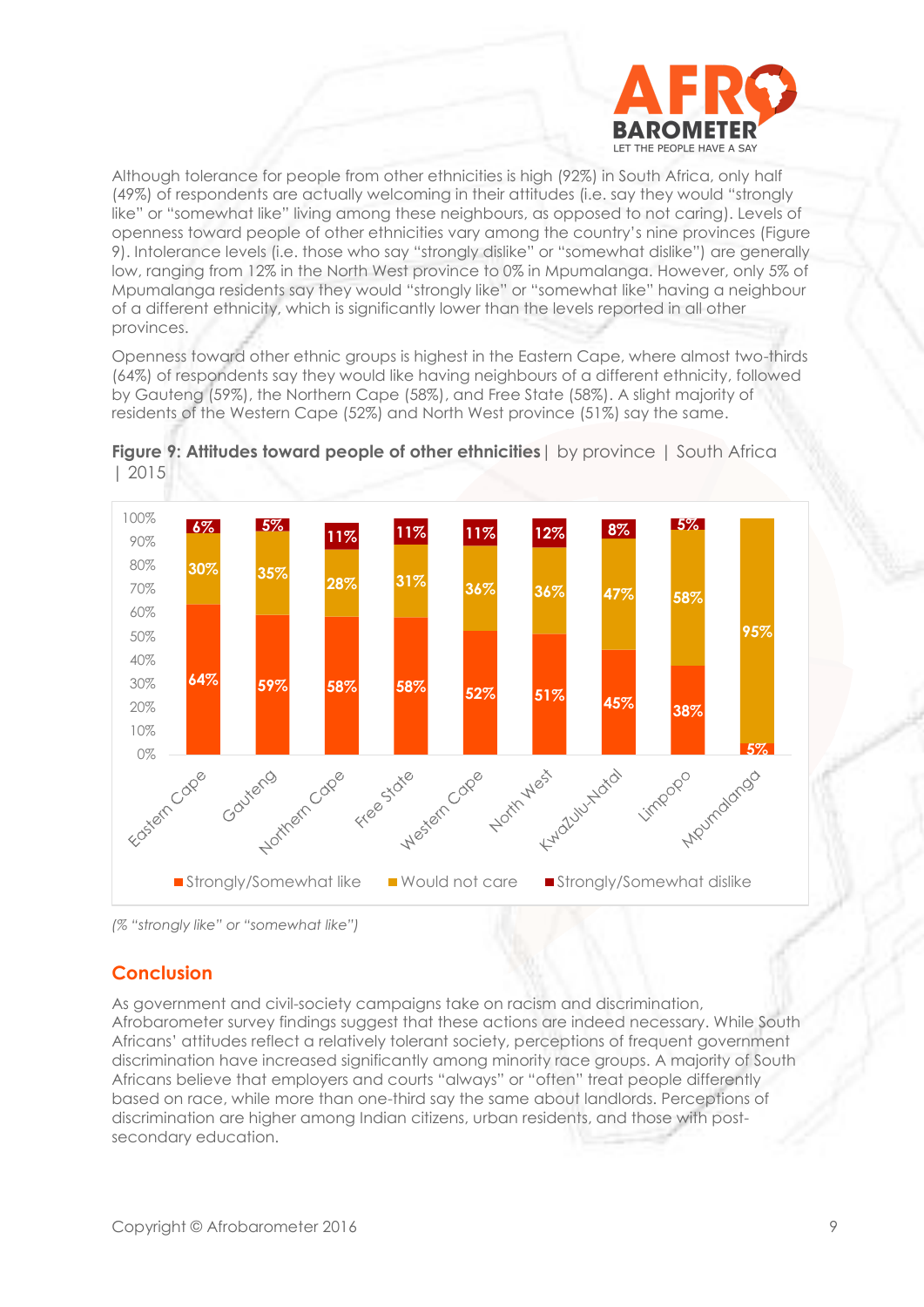Although tolerance for people from other ethnicities is high (92%) in South Africa, only half (49%) of respondents are actually welcoming in their attitudes (i.e. say they would "strongly like" or "somewhat like" living among these neighbours, as opposed to not caring). Levels of openness toward people of other ethnicities vary among the country's nine provinces (Figure 9). Intolerance levels (i.e. those who say "strongly dislike" or "somewhat dislike") are generally low, ranging from 12% in the North West province to 0% in Mpumalanga. However, only 5% of Mpumalanga residents say they would "strongly like" or "somewhat like" having a neighbour of a different ethnicity, which is significantly lower than the levels reported in all other provinces.

Openness toward other ethnic groups is highest in the Eastern Cape, where almost two-thirds (64%) of respondents say they would like having neighbours of a different ethnicity, followed by Gauteng (59%), the Northern Cape (58%), and Free State (58%). A slight majority of residents of the Western Cape (52%) and North West province (51%) say the same.

**Figure 9: Attitudes toward people of other ethnicities** | by province | South Africa | 2015

| Province | Strongly/Somewhat like | Would not care | Strongly/Somewhat dislike |
|---|---|---|---|
| Eastern Cape | 64% | 30% | 6% |
| Gauteng | 59% | 35% | 5% |
| Northern Cape | 58% | 28% | 11% |
| Free State | 58% | 31% | 11% |
| Western Cape | 52% | 36% | 11% |
| North West | 51% | 36% | 12% |
| KwaZulu-Natal | 45% | 47% | 8% |
| Limpopo | 38% | 58% | 5% |
| Mpumalanga | 5% | 95% | |

*(% "strongly like" or "somewhat like")*

## Conclusion

As government and civil-society campaigns take on racism and discrimination, Afrobarometer survey findings suggest that these actions are indeed necessary. While South Africans' attitudes reflect a relatively tolerant society, perceptions of frequent government discrimination have increased significantly among minority race groups. A majority of South Africans believe that employers and courts "always" or "often" treat people differently based on race, while more than one-third say the same about landlords. Perceptions of discrimination are higher among Indian citizens, urban residents, and those with post-secondary education.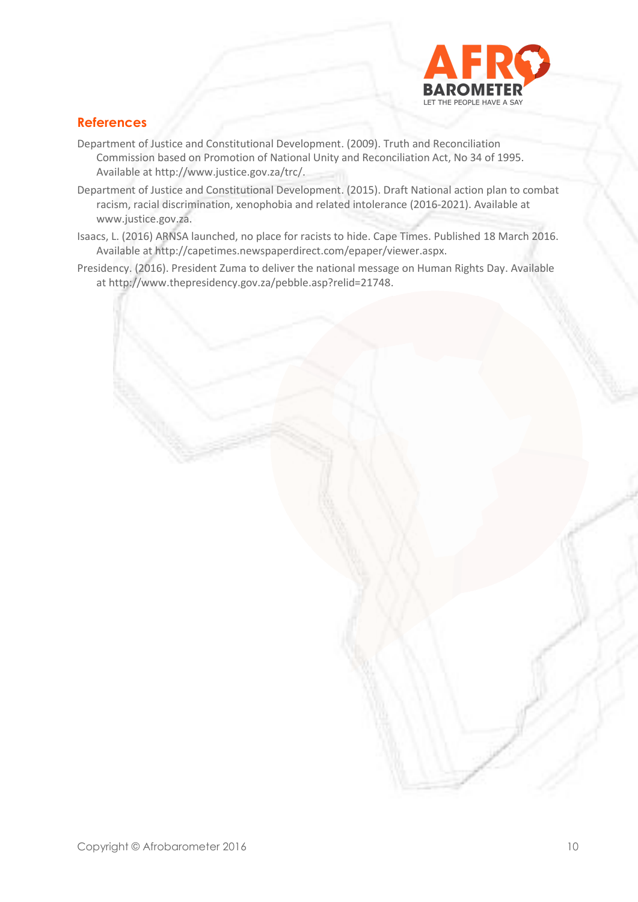## References

Department of Justice and Constitutional Development. (2009). Truth and Reconciliation Commission based on Promotion of National Unity and Reconciliation Act, No 34 of 1995. Available at http://www.justice.gov.za/trc/.

Department of Justice and Constitutional Development. (2015). Draft National action plan to combat racism, racial discrimination, xenophobia and related intolerance (2016-2021). Available at www.justice.gov.za.

Isaacs, L. (2016) ARNSA launched, no place for racists to hide. Cape Times. Published 18 March 2016. Available at http://capetimes.newspaperdirect.com/epaper/viewer.aspx.

Presidency. (2016). President Zuma to deliver the national message on Human Rights Day. Available at http://www.thepresidency.gov.za/pebble.asp?relid=21748.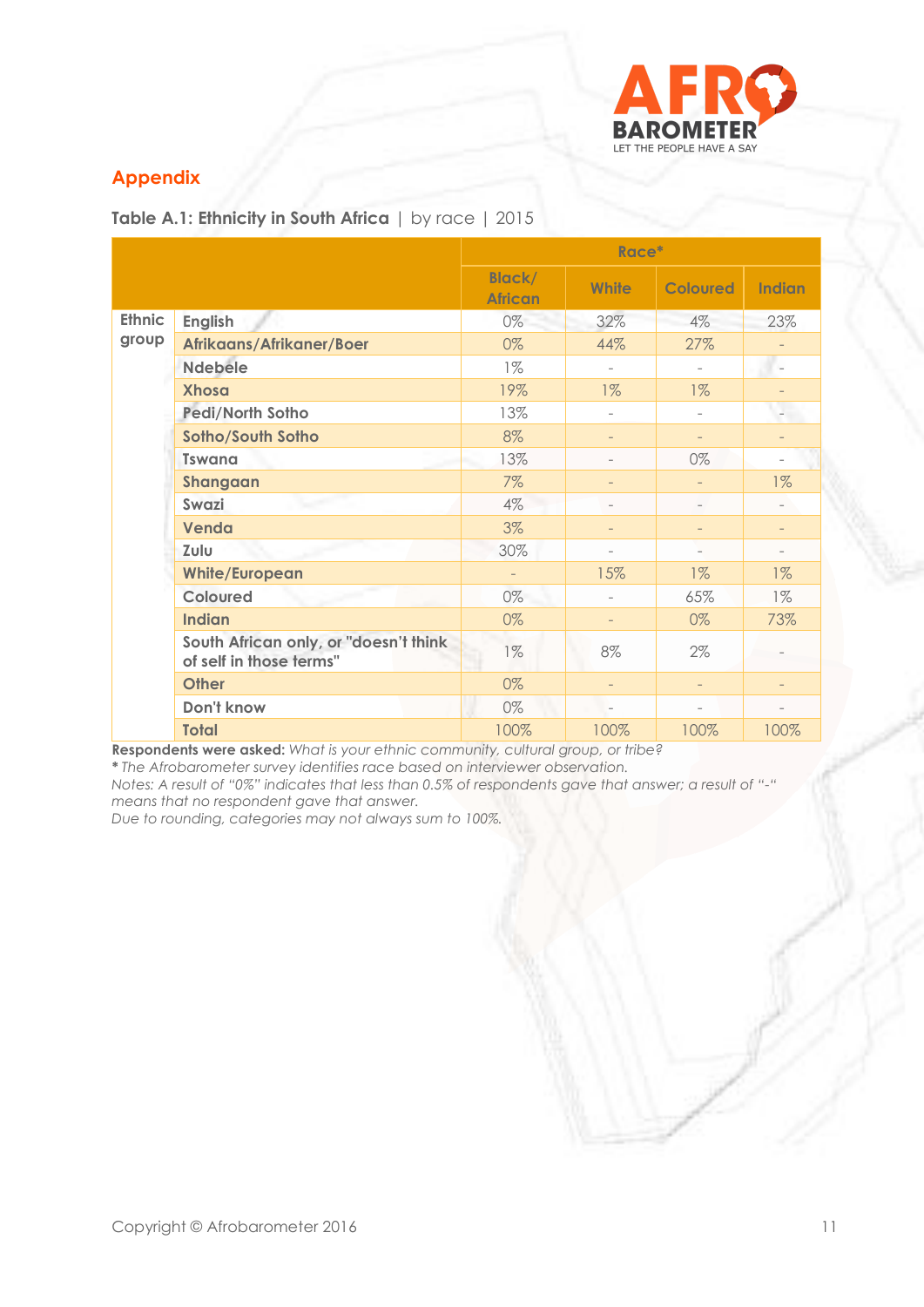## Appendix

**Table A.1: Ethnicity in South Africa** | by race | 2015

| | | Race* | | | |
|---|---|---|---|---|---|
| | | Black/ African | White | Coloured | Indian |
| Ethnic group | English | 0% | 32% | 4% | 23% |
| | Afrikaans/Afrikaner/Boer | 0% | 44% | 27% | - |
| | Ndebele | 1% | - | - | - |
| | Xhosa | 19% | 1% | 1% | - |
| | Pedi/North Sotho | 13% | - | - | - |
| | Sotho/South Sotho | 8% | - | - | - |
| | Tswana | 13% | - | 0% | - |
| | Shangaan | 7% | - | - | 1% |
| | Swazi | 4% | - | - | - |
| | Venda | 3% | - | - | - |
| | Zulu | 30% | - | - | - |
| | White/European | - | 15% | 1% | 1% |
| | Coloured | 0% | - | 65% | 1% |
| | Indian | 0% | - | 0% | 73% |
| | South African only, or "doesn't think of self in those terms" | 1% | 8% | 2% | - |
| | Other | 0% | - | - | - |
| | Don't know | 0% | - | - | - |
| | Total | 100% | 100% | 100% | 100% |

**Respondents were asked:** *What is your ethnic community, cultural group, or tribe?*
**\*** *The Afrobarometer survey identifies race based on interviewer observation.*
*Notes: A result of "0%" indicates that less than 0.5% of respondents gave that answer; a result of "-" means that no respondent gave that answer.*
*Due to rounding, categories may not always sum to 100%.*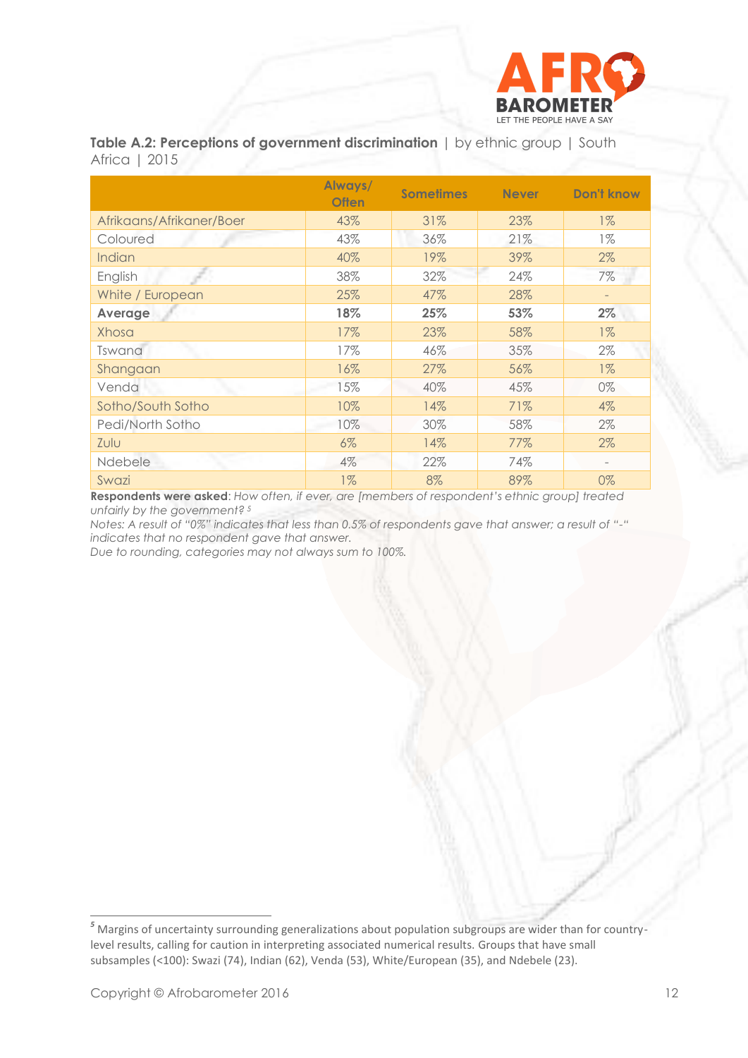**Table A.2: Perceptions of government discrimination** | by ethnic group | South Africa | 2015

| | Always/ Often | Sometimes | Never | Don't know |
|---|---|---|---|---|
| Afrikaans/Afrikaner/Boer | 43% | 31% | 23% | 1% |
| Coloured | 43% | 36% | 21% | 1% |
| Indian | 40% | 19% | 39% | 2% |
| English | 38% | 32% | 24% | 7% |
| White / European | 25% | 47% | 28% | - |
| **Average** | **18%** | **25%** | **53%** | **2%** |
| Xhosa | 17% | 23% | 58% | 1% |
| Tswana | 17% | 46% | 35% | 2% |
| Shangaan | 16% | 27% | 56% | 1% |
| Venda | 15% | 40% | 45% | 0% |
| Sotho/South Sotho | 10% | 14% | 71% | 4% |
| Pedi/North Sotho | 10% | 30% | 58% | 2% |
| Zulu | 6% | 14% | 77% | 2% |
| Ndebele | 4% | 22% | 74% | - |
| Swazi | 1% | 8% | 89% | 0% |

**Respondents were asked**: *How often, if ever, are [members of respondent's ethnic group] treated unfairly by the government?* [5]

*Notes: A result of "0%" indicates that less than 0.5% of respondents gave that answer; a result of "-" indicates that no respondent gave that answer.*

*Due to rounding, categories may not always sum to 100%.*

[5] Margins of uncertainty surrounding generalizations about population subgroups are wider than for country-level results, calling for caution in interpreting associated numerical results. Groups that have small subsamples (<100): Swazi (74), Indian (62), Venda (53), White/European (35), and Ndebele (23).

Copyright © Afrobarometer 2016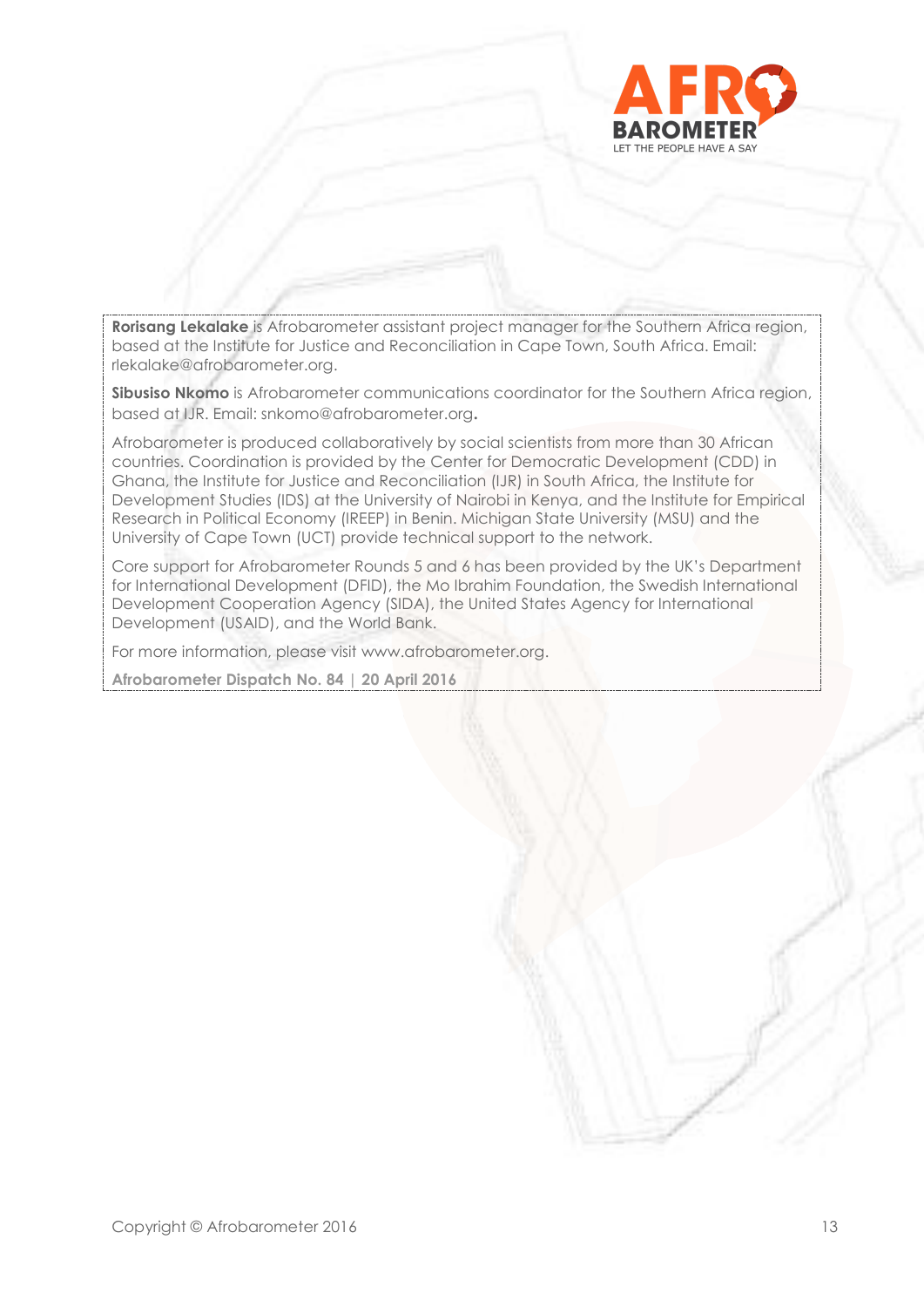**Rorisang Lekalake** is Afrobarometer assistant project manager for the Southern Africa region, based at the Institute for Justice and Reconciliation in Cape Town, South Africa. Email: rlekalake@afrobarometer.org.

**Sibusiso Nkomo** is Afrobarometer communications coordinator for the Southern Africa region, based at IJR. Email: snkomo@afrobarometer.org**.**

Afrobarometer is produced collaboratively by social scientists from more than 30 African countries. Coordination is provided by the Center for Democratic Development (CDD) in Ghana, the Institute for Justice and Reconciliation (IJR) in South Africa, the Institute for Development Studies (IDS) at the University of Nairobi in Kenya, and the Institute for Empirical Research in Political Economy (IREEP) in Benin. Michigan State University (MSU) and the University of Cape Town (UCT) provide technical support to the network.

Core support for Afrobarometer Rounds 5 and 6 has been provided by the UK's Department for International Development (DFID), the Mo Ibrahim Foundation, the Swedish International Development Cooperation Agency (SIDA), the United States Agency for International Development (USAID), and the World Bank.

For more information, please visit www.afrobarometer.org.

**Afrobarometer Dispatch No. 84 | 20 April 2016**